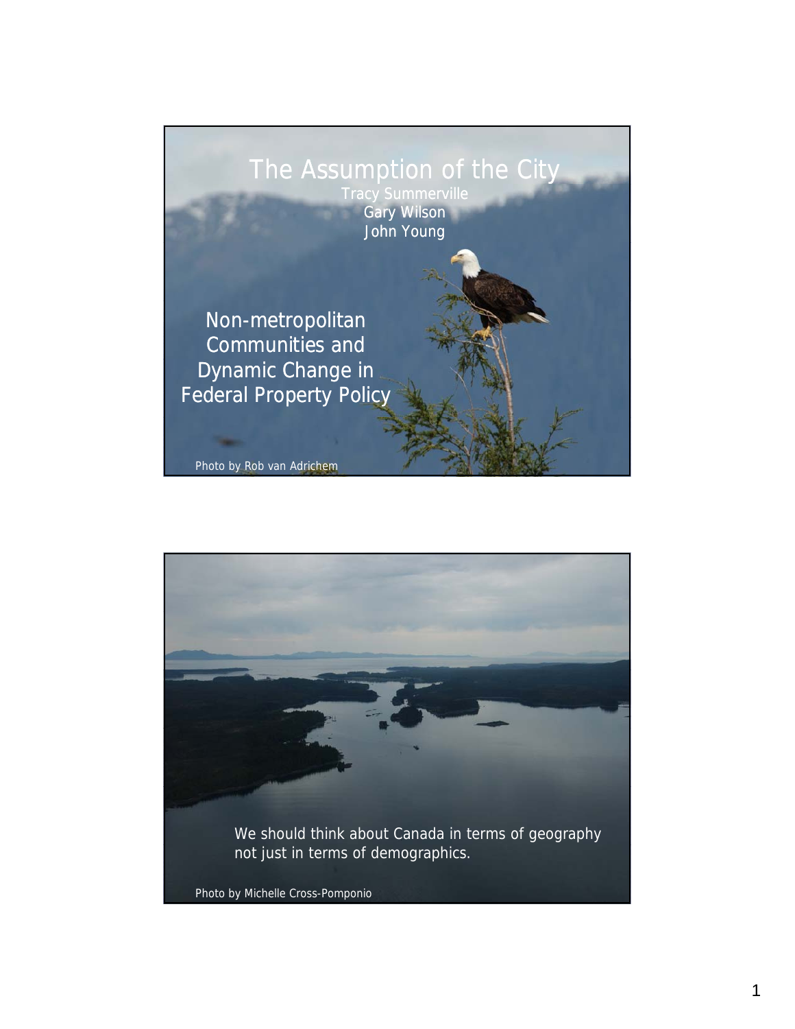# The Assumption of the City

Tracy Summerville
Gary Wilson
John Young

## Non-metropolitan Communities and Dynamic Change in Federal Property Policy

Photo by Rob van Adrichem

---

We should think about Canada in terms of geography not just in terms of demographics.

Photo by Michelle Cross-Pomponio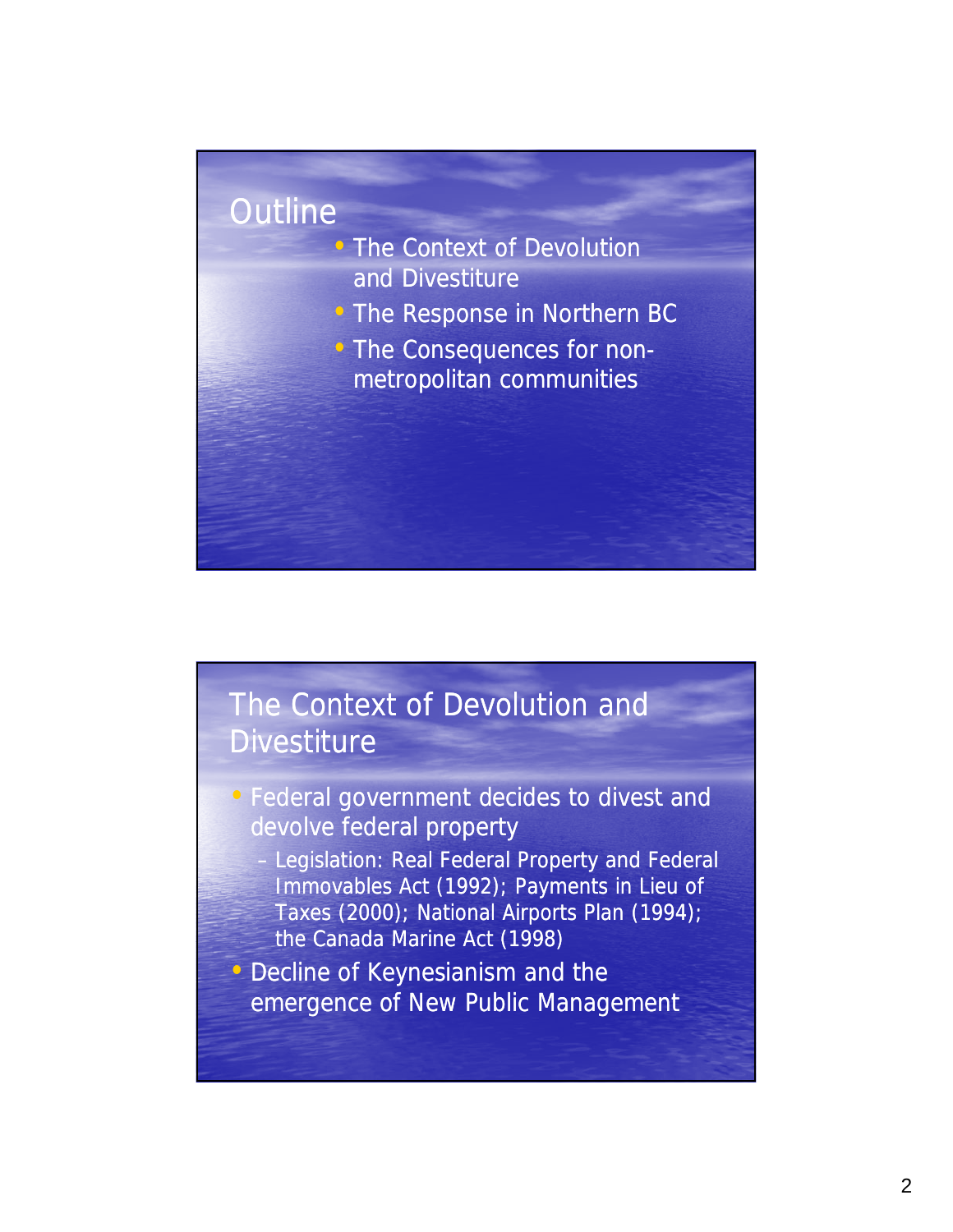## Outline

- The Context of Devolution and Divestiture
- The Response in Northern BC
- The Consequences for non-metropolitan communities

## The Context of Devolution and Divestiture

- Federal government decides to divest and devolve federal property
  - Legislation: Real Federal Property and Federal Immovables Act (1992); Payments in Lieu of Taxes (2000); National Airports Plan (1994); the Canada Marine Act (1998)
- Decline of Keynesianism and the emergence of New Public Management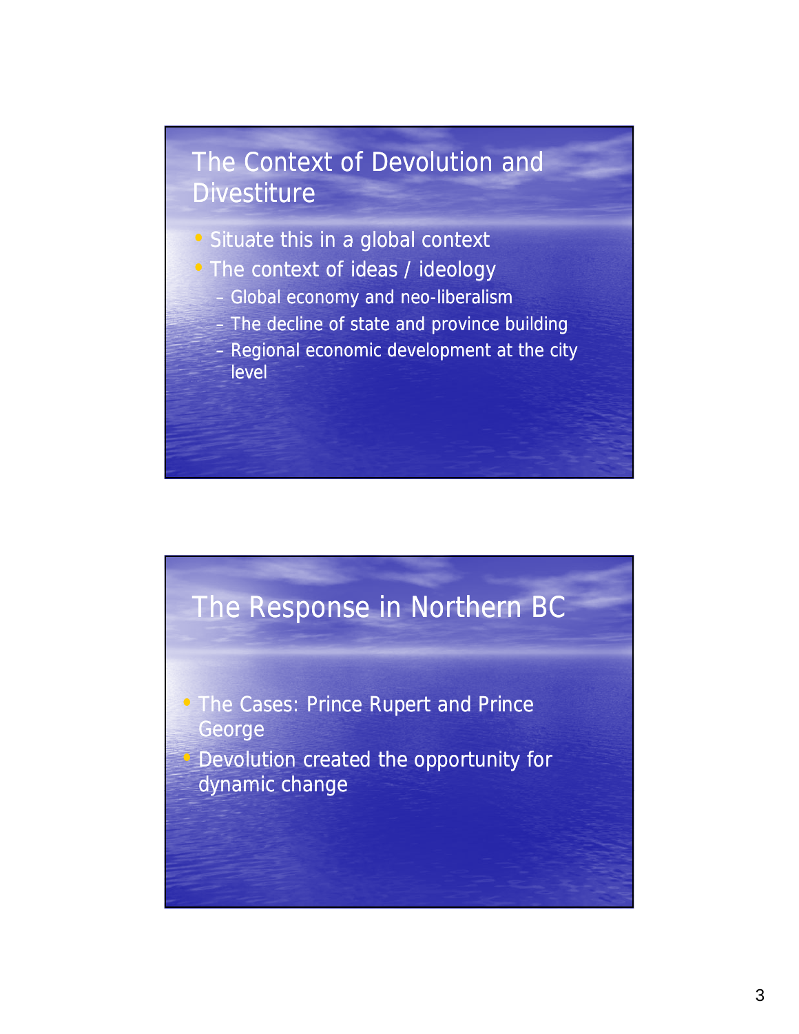## The Context of Devolution and Divestiture

- Situate this in a global context
- The context of ideas / ideology
  - Global economy and neo-liberalism
  - The decline of state and province building
  - Regional economic development at the city level

## The Response in Northern BC

- The Cases: Prince Rupert and Prince George
- Devolution created the opportunity for dynamic change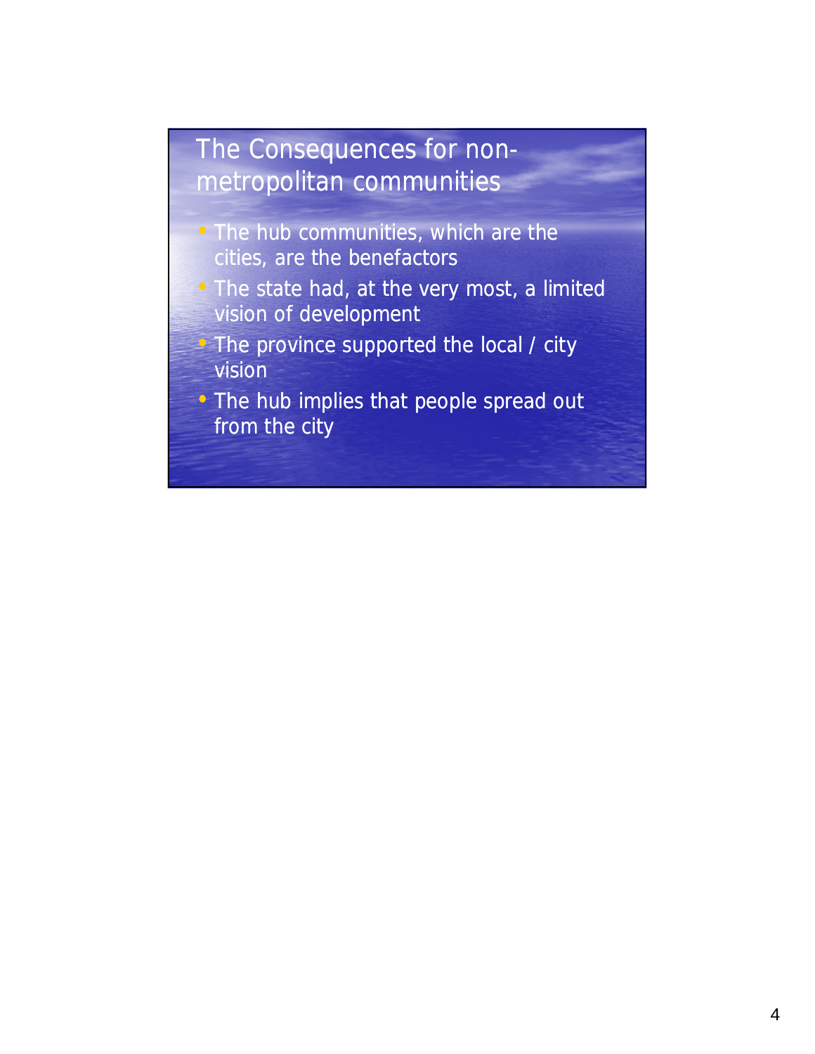# The Consequences for non-metropolitan communities

- The hub communities, which are the cities, are the benefactors
- The state had, at the very most, a limited vision of development
- The province supported the local / city vision
- The hub implies that people spread out from the city